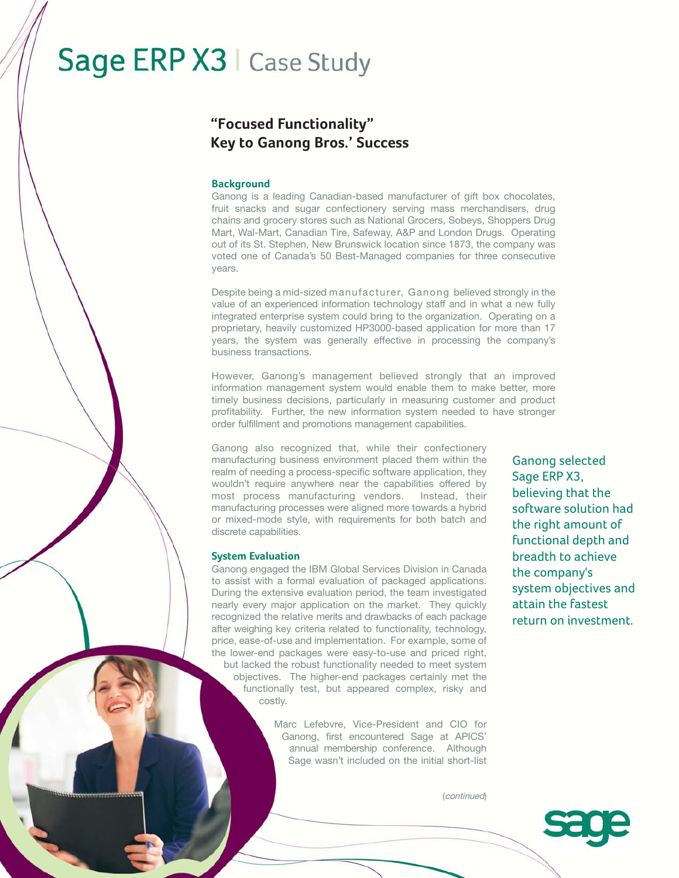# Sage ERP X3 | Case Study

## "Focused Functionality" Key to Ganong Bros.' Success

### Background

Ganong is a leading Canadian-based manufacturer of gift box chocolates, fruit snacks and sugar confectionery serving mass merchandisers, drug chains and grocery stores such as National Grocers, Sobeys, Shoppers Drug Mart, Wal-Mart, Canadian Tire, Safeway, A&P and London Drugs. Operating out of its St. Stephen, New Brunswick location since 1873, the company was voted one of Canada's 50 Best-Managed companies for three consecutive years.

Despite being a mid-sized manufacturer, Ganong believed strongly in the value of an experienced information technology staff and in what a new fully integrated enterprise system could bring to the organization. Operating on a proprietary, heavily customized HP3000-based application for more than 17 years, the system was generally effective in processing the company's business transactions.

However, Ganong's management believed strongly that an improved information management system would enable them to make better, more timely business decisions, particularly in measuring customer and product profitability. Further, the new information system needed to have stronger order fulfillment and promotions management capabilities.

Ganong also recognized that, while their confectionery manufacturing business environment placed them within the realm of needing a process-specific software application, they wouldn't require anywhere near the capabilities offered by most process manufacturing vendors. Instead, their manufacturing processes were aligned more towards a hybrid or mixed-mode style, with requirements for both batch and discrete capabilities.

> Ganong selected Sage ERP X3, believing that the software solution had the right amount of functional depth and breadth to achieve the company's system objectives and attain the fastest return on investment.

### System Evaluation

Ganong engaged the IBM Global Services Division in Canada to assist with a formal evaluation of packaged applications. During the extensive evaluation period, the team investigated nearly every major application on the market. They quickly recognized the relative merits and drawbacks of each package after weighing key criteria related to functionality, technology, price, ease-of-use and implementation. For example, some of the lower-end packages were easy-to-use and priced right, but lacked the robust functionality needed to meet system objectives. The higher-end packages certainly met the functionally test, but appeared complex, risky and costly.

Marc Lefebvre, Vice-President and CIO for Ganong, first encountered Sage at APICS' annual membership conference. Although Sage wasn't included on the initial short-list

*(continued)*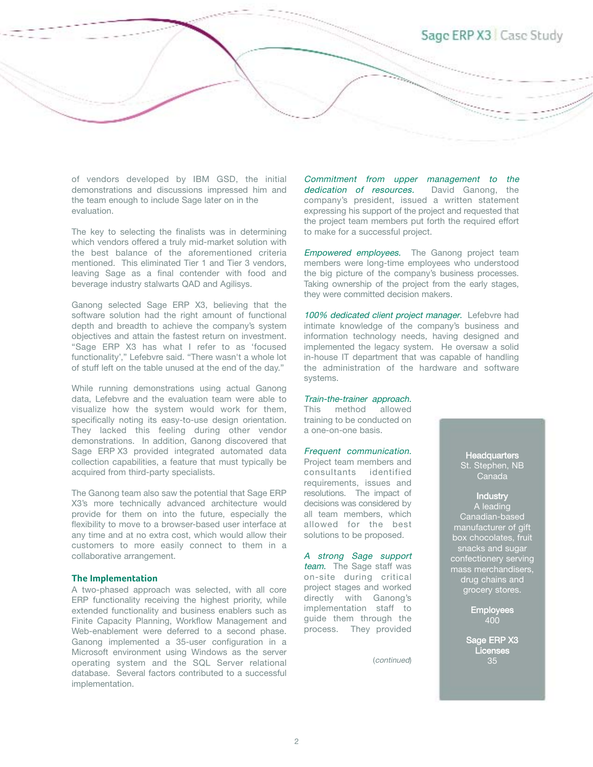of vendors developed by IBM GSD, the initial demonstrations and discussions impressed him and the team enough to include Sage later on in the evaluation.

The key to selecting the finalists was in determining which vendors offered a truly mid-market solution with the best balance of the aforementioned criteria mentioned. This eliminated Tier 1 and Tier 3 vendors, leaving Sage as a final contender with food and beverage industry stalwarts QAD and Agilisys.

Ganong selected Sage ERP X3, believing that the software solution had the right amount of functional depth and breadth to achieve the company's system objectives and attain the fastest return on investment. "Sage ERP X3 has what I refer to as 'focused functionality'," Lefebvre said. "There wasn't a whole lot of stuff left on the table unused at the end of the day."

While running demonstrations using actual Ganong data, Lefebvre and the evaluation team were able to visualize how the system would work for them, specifically noting its easy-to-use design orientation. They lacked this feeling during other vendor demonstrations. In addition, Ganong discovered that Sage ERP X3 provided integrated automated data collection capabilities, a feature that must typically be acquired from third-party specialists.

The Ganong team also saw the potential that Sage ERP X3's more technically advanced architecture would provide for them on into the future, especially the flexibility to move to a browser-based user interface at any time and at no extra cost, which would allow their customers to more easily connect to them in a collaborative arrangement.

## The Implementation

A two-phased approach was selected, with all core ERP functionality receiving the highest priority, while extended functionality and business enablers such as Finite Capacity Planning, Workflow Management and Web-enablement were deferred to a second phase. Ganong implemented a 35-user configuration in a Microsoft environment using Windows as the server operating system and the SQL Server relational database. Several factors contributed to a successful implementation.

*Commitment from upper management to the dedication of resources.* David Ganong, the company's president, issued a written statement expressing his support of the project and requested that the project team members put forth the required effort to make for a successful project.

*Empowered employees.* The Ganong project team members were long-time employees who understood the big picture of the company's business processes. Taking ownership of the project from the early stages, they were committed decision makers.

*100% dedicated client project manager.* Lefebvre had intimate knowledge of the company's business and information technology needs, having designed and implemented the legacy system. He oversaw a solid in-house IT department that was capable of handling the administration of the hardware and software systems.

*Train-the-trainer approach.* This method allowed training to be conducted on a one-on-one basis.

*Frequent communication.* Project team members and consultants identified requirements, issues and resolutions. The impact of decisions was considered by all team members, which allowed for the best solutions to be proposed.

*A strong Sage support team.* The Sage staff was on-site during critical project stages and worked directly with Ganong's implementation staff to guide them through the process. They provided

(*continued*)

**Headquarters**
St. Stephen, NB
Canada

**Industry**
A leading Canadian-based manufacturer of gift box chocolates, fruit snacks and sugar confectionery serving mass merchandisers, drug chains and grocery stores.

**Employees**
400

**Sage ERP X3 Licenses**
35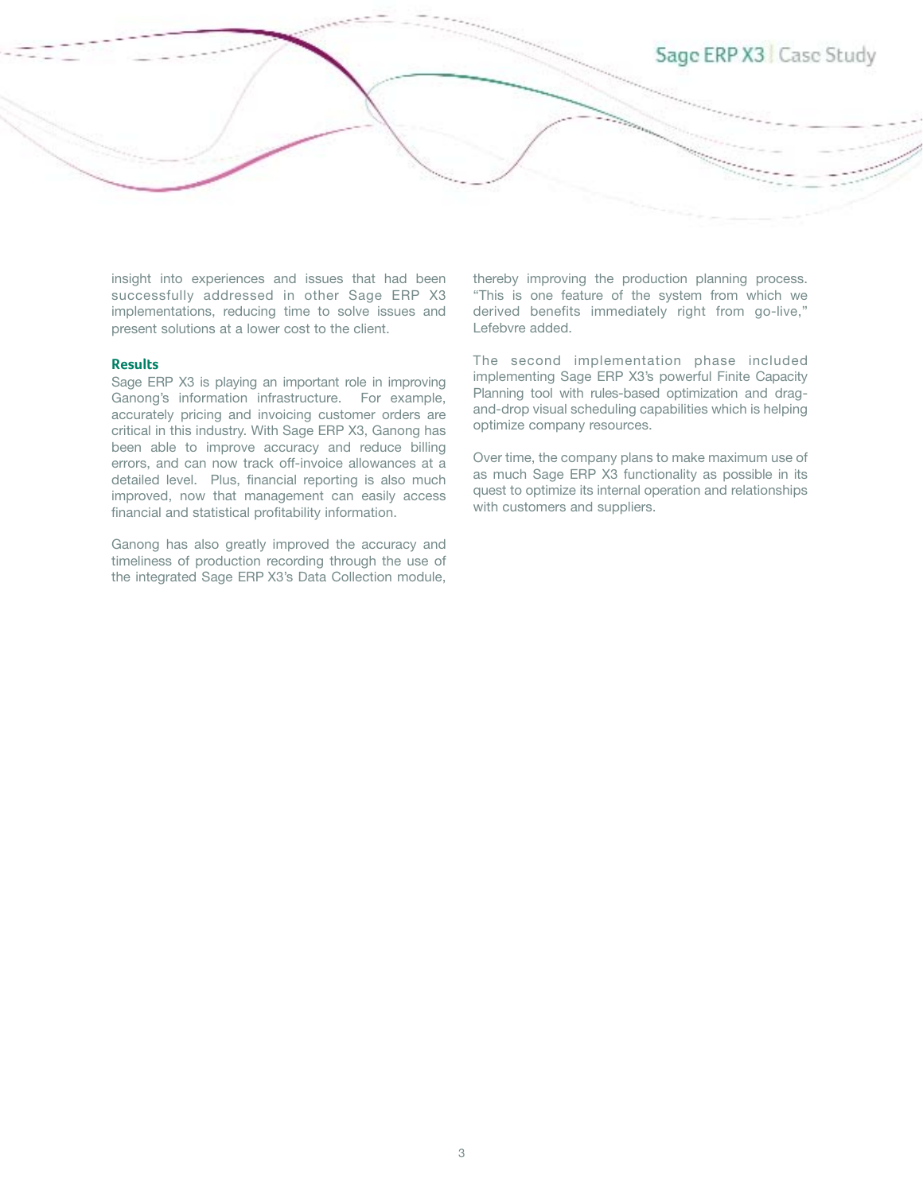insight into experiences and issues that had been successfully addressed in other Sage ERP X3 implementations, reducing time to solve issues and present solutions at a lower cost to the client.

### Results

Sage ERP X3 is playing an important role in improving Ganong's information infrastructure. For example, accurately pricing and invoicing customer orders are critical in this industry. With Sage ERP X3, Ganong has been able to improve accuracy and reduce billing errors, and can now track off-invoice allowances at a detailed level. Plus, financial reporting is also much improved, now that management can easily access financial and statistical profitability information.

Ganong has also greatly improved the accuracy and timeliness of production recording through the use of the integrated Sage ERP X3's Data Collection module, thereby improving the production planning process. "This is one feature of the system from which we derived benefits immediately right from go-live," Lefebvre added.

The second implementation phase included implementing Sage ERP X3's powerful Finite Capacity Planning tool with rules-based optimization and drag-and-drop visual scheduling capabilities which is helping optimize company resources.

Over time, the company plans to make maximum use of as much Sage ERP X3 functionality as possible in its quest to optimize its internal operation and relationships with customers and suppliers.